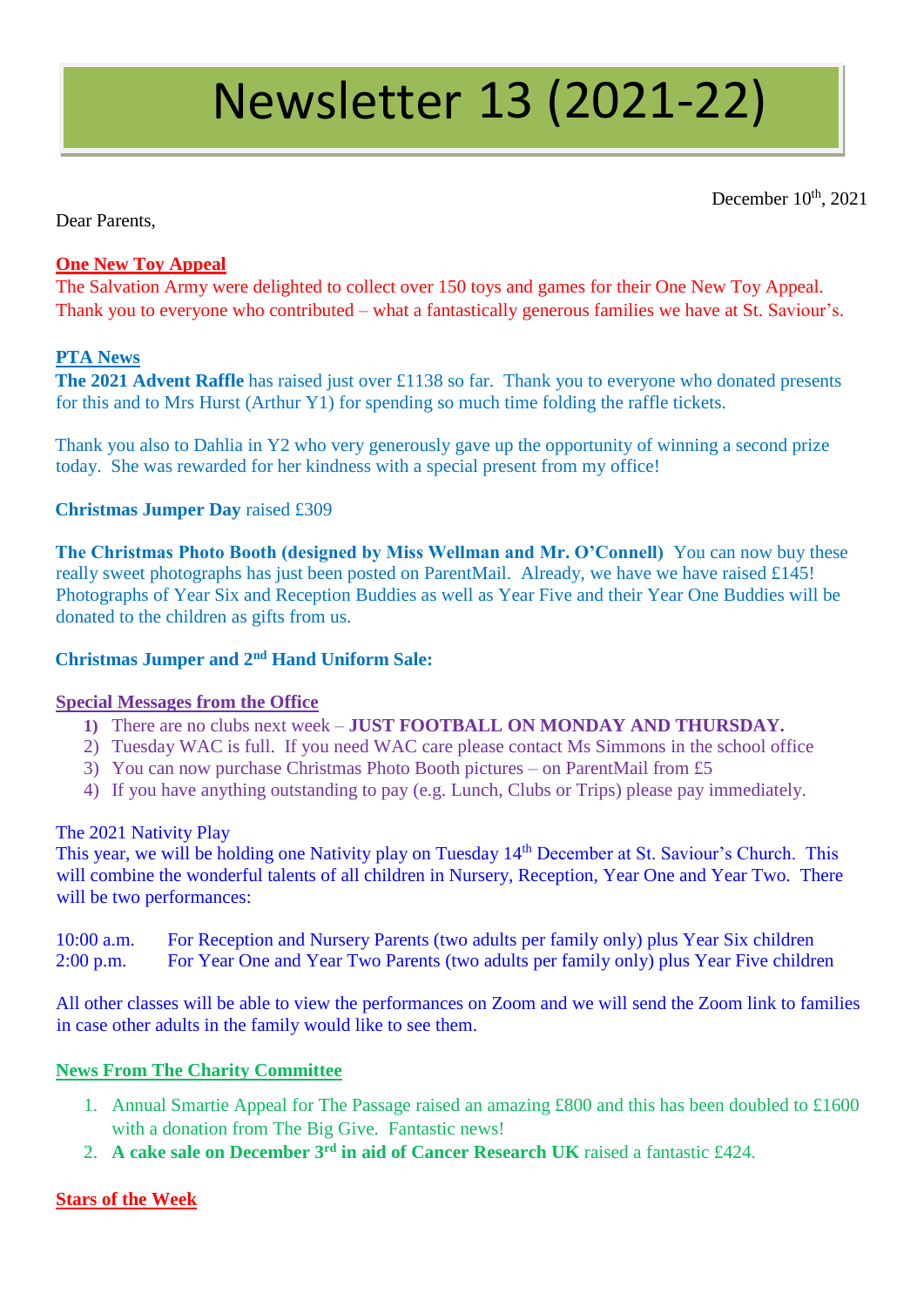# Newsletter 13 (2021-22)

December 10th, 2021

Dear Parents,

**One New Toy Appeal**

The Salvation Army were delighted to collect over 150 toys and games for their One New Toy Appeal. Thank you to everyone who contributed – what a fantastically generous families we have at St. Saviour's.

**PTA News**

**The 2021 Advent Raffle** has raised just over £1138 so far. Thank you to everyone who donated presents for this and to Mrs Hurst (Arthur Y1) for spending so much time folding the raffle tickets.

Thank you also to Dahlia in Y2 who very generously gave up the opportunity of winning a second prize today. She was rewarded for her kindness with a special present from my office!

**Christmas Jumper Day** raised £309

**The Christmas Photo Booth (designed by Miss Wellman and Mr. O'Connell)** You can now buy these really sweet photographs has just been posted on ParentMail. Already, we have we have raised £145! Photographs of Year Six and Reception Buddies as well as Year Five and their Year One Buddies will be donated to the children as gifts from us.

**Christmas Jumper and 2nd Hand Uniform Sale:**

**Special Messages from the Office**

1) There are no clubs next week – **JUST FOOTBALL ON MONDAY AND THURSDAY.**
2) Tuesday WAC is full. If you need WAC care please contact Ms Simmons in the school office
3) You can now purchase Christmas Photo Booth pictures – on ParentMail from £5
4) If you have anything outstanding to pay (e.g. Lunch, Clubs or Trips) please pay immediately.

The 2021 Nativity Play

This year, we will be holding one Nativity play on Tuesday 14th December at St. Saviour's Church. This will combine the wonderful talents of all children in Nursery, Reception, Year One and Year Two. There will be two performances:

10:00 a.m. For Reception and Nursery Parents (two adults per family only) plus Year Six children
2:00 p.m. For Year One and Year Two Parents (two adults per family only) plus Year Five children

All other classes will be able to view the performances on Zoom and we will send the Zoom link to families in case other adults in the family would like to see them.

**News From The Charity Committee**

1. Annual Smartie Appeal for The Passage raised an amazing £800 and this has been doubled to £1600 with a donation from The Big Give. Fantastic news!
2. **A cake sale on December 3rd in aid of Cancer Research UK** raised a fantastic £424.

**Stars of the Week**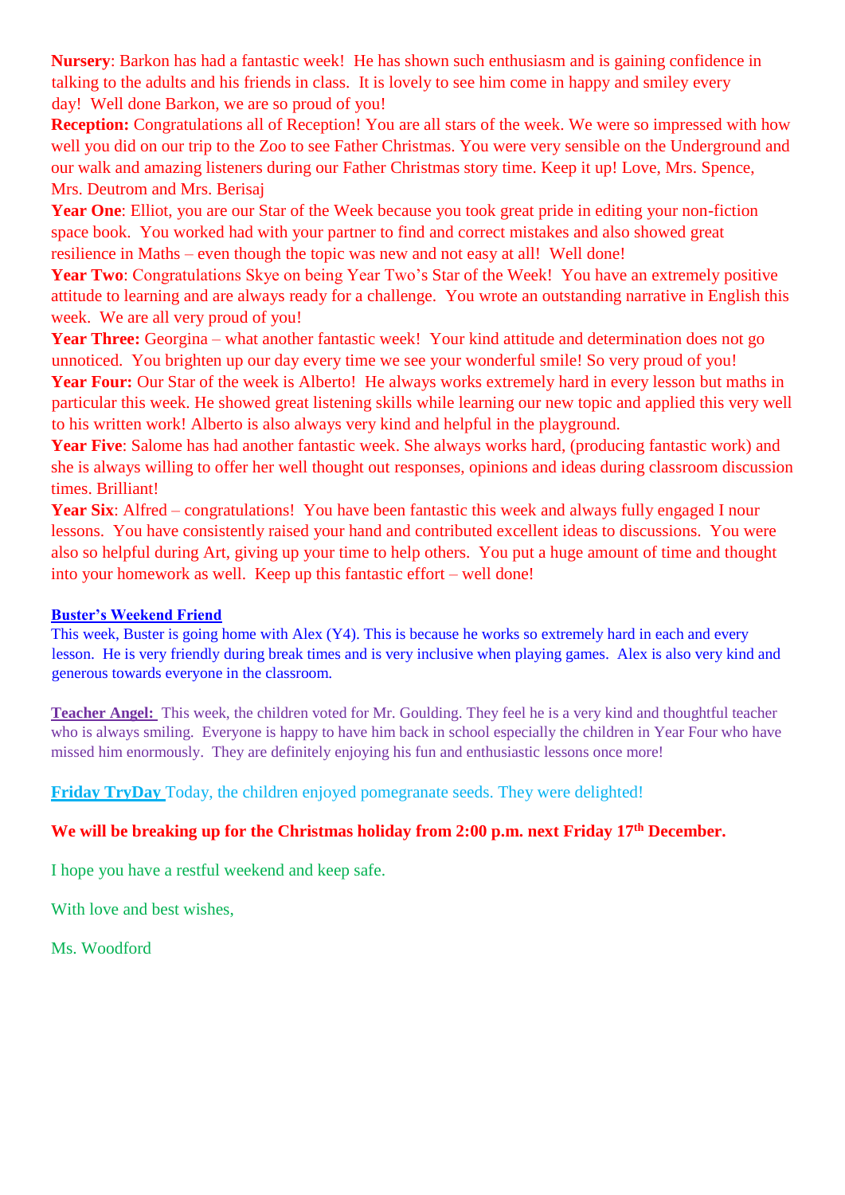**Nursery**: Barkon has had a fantastic week! He has shown such enthusiasm and is gaining confidence in talking to the adults and his friends in class. It is lovely to see him come in happy and smiley every day! Well done Barkon, we are so proud of you!

**Reception:** Congratulations all of Reception! You are all stars of the week. We were so impressed with how well you did on our trip to the Zoo to see Father Christmas. You were very sensible on the Underground and our walk and amazing listeners during our Father Christmas story time. Keep it up! Love, Mrs. Spence, Mrs. Deutrom and Mrs. Berisaj

**Year One**: Elliot, you are our Star of the Week because you took great pride in editing your non-fiction space book. You worked had with your partner to find and correct mistakes and also showed great resilience in Maths – even though the topic was new and not easy at all! Well done!

**Year Two**: Congratulations Skye on being Year Two's Star of the Week! You have an extremely positive attitude to learning and are always ready for a challenge. You wrote an outstanding narrative in English this week. We are all very proud of you!

**Year Three:** Georgina – what another fantastic week! Your kind attitude and determination does not go unnoticed. You brighten up our day every time we see your wonderful smile! So very proud of you!

**Year Four:** Our Star of the week is Alberto! He always works extremely hard in every lesson but maths in particular this week. He showed great listening skills while learning our new topic and applied this very well to his written work! Alberto is also always very kind and helpful in the playground.

**Year Five**: Salome has had another fantastic week. She always works hard, (producing fantastic work) and she is always willing to offer her well thought out responses, opinions and ideas during classroom discussion times. Brilliant!

**Year Six**: Alfred – congratulations! You have been fantastic this week and always fully engaged I nour lessons. You have consistently raised your hand and contributed excellent ideas to discussions. You were also so helpful during Art, giving up your time to help others. You put a huge amount of time and thought into your homework as well. Keep up this fantastic effort – well done!

**Buster's Weekend Friend**

This week, Buster is going home with Alex (Y4). This is because he works so extremely hard in each and every lesson. He is very friendly during break times and is very inclusive when playing games. Alex is also very kind and generous towards everyone in the classroom.

**Teacher Angel:** This week, the children voted for Mr. Goulding. They feel he is a very kind and thoughtful teacher who is always smiling. Everyone is happy to have him back in school especially the children in Year Four who have missed him enormously. They are definitely enjoying his fun and enthusiastic lessons once more!

**Friday TryDay** Today, the children enjoyed pomegranate seeds. They were delighted!

**We will be breaking up for the Christmas holiday from 2:00 p.m. next Friday 17th December.**

I hope you have a restful weekend and keep safe.

With love and best wishes,

Ms. Woodford